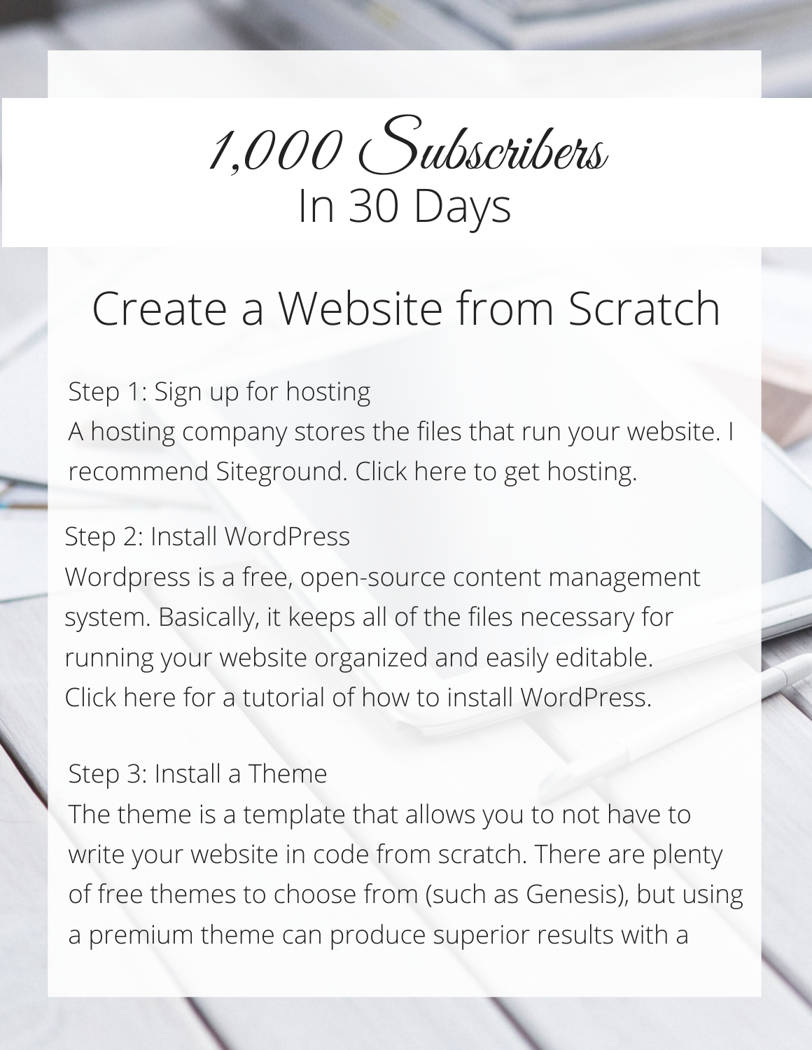# 1,000 Subscribers
## In 30 Days

## Create a Website from Scratch

Step 1: Sign up for hosting
A hosting company stores the files that run your website. I recommend Siteground. Click here to get hosting.

Step 2: Install WordPress
Wordpress is a free, open-source content management system. Basically, it keeps all of the files necessary for running your website organized and easily editable.
Click here for a tutorial of how to install WordPress.

Step 3: Install a Theme
The theme is a template that allows you to not have to write your website in code from scratch. There are plenty of free themes to choose from (such as Genesis), but using a premium theme can produce superior results with a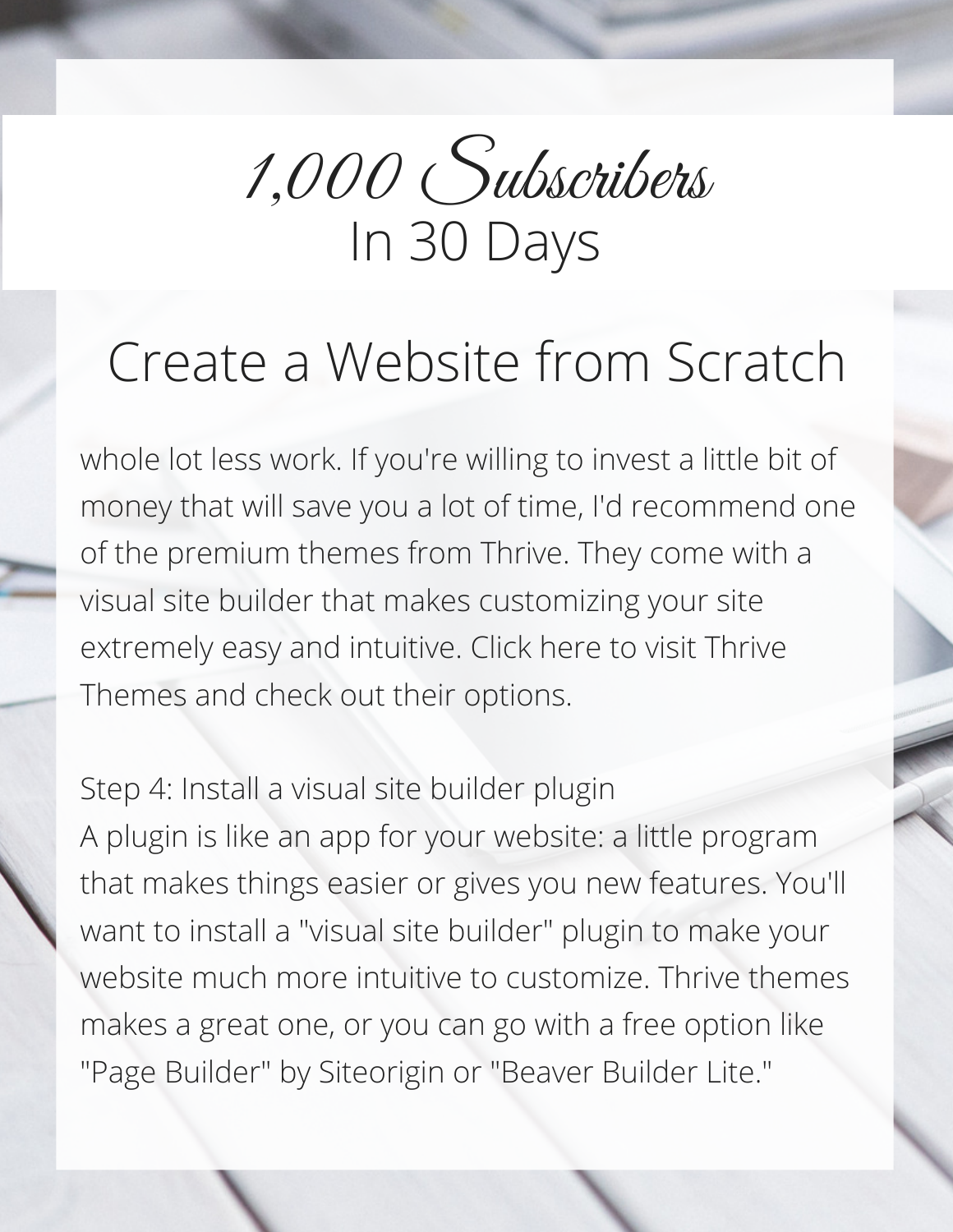## Create a Website from Scratch

whole lot less work. If you're willing to invest a little bit of money that will save you a lot of time, I'd recommend one of the premium themes from Thrive. They come with a visual site builder that makes customizing your site extremely easy and intuitive. Click here to visit Thrive Themes and check out their options.

Step 4: Install a visual site builder plugin
A plugin is like an app for your website: a little program that makes things easier or gives you new features. You'll want to install a "visual site builder" plugin to make your website much more intuitive to customize. Thrive themes makes a great one, or you can go with a free option like "Page Builder" by Siteorigin or "Beaver Builder Lite."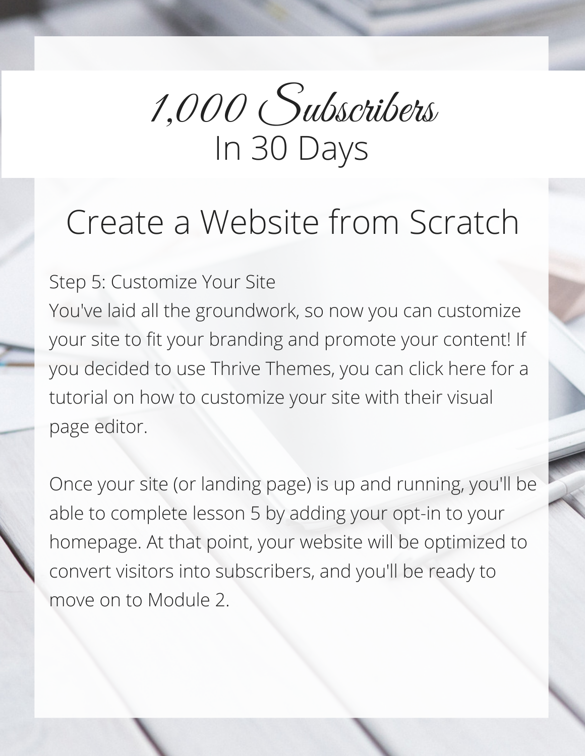# 1,000 Subscribers
In 30 Days

## Create a Website from Scratch

Step 5: Customize Your Site
You've laid all the groundwork, so now you can customize your site to fit your branding and promote your content! If you decided to use Thrive Themes, you can click here for a tutorial on how to customize your site with their visual page editor.

Once your site (or landing page) is up and running, you'll be able to complete lesson 5 by adding your opt-in to your homepage. At that point, your website will be optimized to convert visitors into subscribers, and you'll be ready to move on to Module 2.